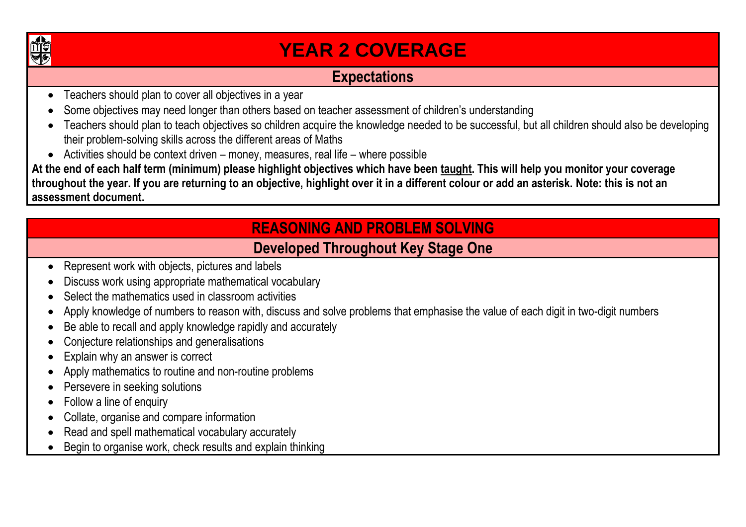# YEAR 2 COVERAGE

## Expectations

- Teachers should plan to cover all objectives in a year
- Some objectives may need longer than others based on teacher assessment of children's understanding
- Teachers should plan to teach objectives so children acquire the knowledge needed to be successful, but all children should also be developing their problem-solving skills across the different areas of Maths
- Activities should be context driven – money, measures, real life – where possible

**At the end of each half term (minimum) please highlight objectives which have been taught. This will help you monitor your coverage throughout the year. If you are returning to an objective, highlight over it in a different colour or add an asterisk. Note: this is not an assessment document.**

## REASONING AND PROBLEM SOLVING

### Developed Throughout Key Stage One

- Represent work with objects, pictures and labels
- Discuss work using appropriate mathematical vocabulary
- Select the mathematics used in classroom activities
- Apply knowledge of numbers to reason with, discuss and solve problems that emphasise the value of each digit in two-digit numbers
- Be able to recall and apply knowledge rapidly and accurately
- Conjecture relationships and generalisations
- Explain why an answer is correct
- Apply mathematics to routine and non-routine problems
- Persevere in seeking solutions
- Follow a line of enquiry
- Collate, organise and compare information
- Read and spell mathematical vocabulary accurately
- Begin to organise work, check results and explain thinking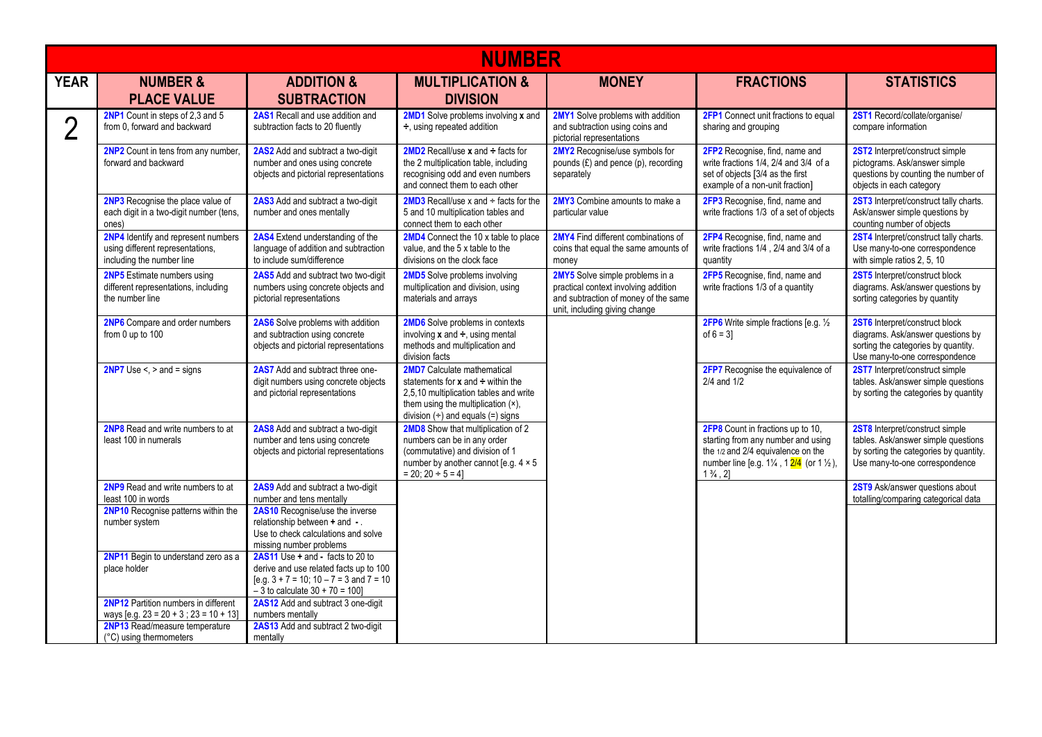# NUMBER

| YEAR | NUMBER & PLACE VALUE | ADDITION & SUBTRACTION | MULTIPLICATION & DIVISION | MONEY | FRACTIONS | STATISTICS |
|---|---|---|---|---|---|---|
| 2 | **2NP1** Count in steps of 2,3 and 5 from 0, forward and backward | **2AS1** Recall and use addition and subtraction facts to 20 fluently | **2MD1** Solve problems involving **x** and ÷, using repeated addition | **2MY1** Solve problems with addition and subtraction using coins and pictorial representations | **2FP1** Connect unit fractions to equal sharing and grouping | **2ST1** Record/collate/organise/ compare information |
| | **2NP2** Count in tens from any number, forward and backward | **2AS2** Add and subtract a two-digit number and ones using concrete objects and pictorial representations | **2MD2** Recall/use **x** and **÷** facts for the 2 multiplication table, including recognising odd and even numbers and connect them to each other | **2MY2** Recognise/use symbols for pounds (£) and pence (p), recording separately | **2FP2** Recognise, find, name and write fractions 1/4, 2/4 and 3/4 of a set of objects [3/4 as the first example of a non-unit fraction] | **2ST2** Interpret/construct simple pictograms. Ask/answer simple questions by counting the number of objects in each category |
| | **2NP3** Recognise the place value of each digit in a two-digit number (tens, ones) | **2AS3** Add and subtract a two-digit number and ones mentally | **2MD3** Recall/use x and ÷ facts for the 5 and 10 multiplication tables and connect them to each other | **2MY3** Combine amounts to make a particular value | **2FP3** Recognise, find, name and write fractions 1/3 of a set of objects | **2ST3** Interpret/construct tally charts. Ask/answer simple questions by counting number of objects |
| | **2NP4** Identify and represent numbers using different representations, including the number line | **2AS4** Extend understanding of the language of addition and subtraction to include sum/difference | **2MD4** Connect the 10 x table to place value, and the 5 x table to the divisions on the clock face | **2MY4** Find different combinations of coins that equal the same amounts of money | **2FP4** Recognise, find, name and write fractions 1/4 , 2/4 and 3/4 of a quantity | **2ST4** Interpret/construct tally charts. Use many-to-one correspondence with simple ratios 2, 5, 10 |
| | **2NP5** Estimate numbers using different representations, including the number line | **2AS5** Add and subtract two two-digit numbers using concrete objects and pictorial representations | **2MD5** Solve problems involving multiplication and division, using materials and arrays | **2MY5** Solve simple problems in a practical context involving addition and subtraction of money of the same unit, including giving change | **2FP5** Recognise, find, name and write fractions 1/3 of a quantity | **2ST5** Interpret/construct block diagrams. Ask/answer questions by sorting categories by quantity |
| | **2NP6** Compare and order numbers from 0 up to 100 | **2AS6** Solve problems with addition and subtraction using concrete objects and pictorial representations | **2MD6** Solve problems in contexts involving **x** and **÷**, using mental methods and multiplication and division facts | | **2FP6** Write simple fractions [e.g. ½ of 6 = 3] | **2ST6** Interpret/construct block diagrams. Ask/answer questions by sorting the categories by quantity. Use many-to-one correspondence |
| | **2NP7** Use <, > and = signs | **2AS7** Add and subtract three one-digit numbers using concrete objects and pictorial representations | **2MD7** Calculate mathematical statements for **x** and **÷** within the 2,5,10 multiplication tables and write them using the multiplication (×), division (÷) and equals (=) signs | | **2FP7** Recognise the equivalence of 2/4 and 1/2 | **2ST7** Interpret/construct simple tables. Ask/answer simple questions by sorting the categories by quantity |
| | **2NP8** Read and write numbers to at least 100 in numerals | **2AS8** Add and subtract a two-digit number and tens using concrete objects and pictorial representations | **2MD8** Show that multiplication of 2 numbers can be in any order (commutative) and division of 1 number by another cannot [e.g. 4 × 5 = 20; 20 ÷ 5 = 4] | | **2FP8** Count in fractions up to 10, starting from any number and using the 1/2 and 2/4 equivalence on the number line [e.g. 1¼ , 1 2/4 (or 1 ½), 1 ¾ , 2] | **2ST8** Interpret/construct simple tables. Ask/answer simple questions by sorting the categories by quantity. Use many-to-one correspondence |
| | **2NP9** Read and write numbers to at least 100 in words | **2AS9** Add and subtract a two-digit number and tens mentally | | | | **2ST9** Ask/answer questions about totalling/comparing categorical data |
| | **2NP10** Recognise patterns within the number system | **2AS10** Recognise/use the inverse relationship between **+** and **-** . Use to check calculations and solve missing number problems | | | | |
| | **2NP11** Begin to understand zero as a place holder | **2AS11** Use **+** and **-** facts to 20 to derive and use related facts up to 100 [e.g. 3 + 7 = 10; 10 – 7 = 3 and 7 = 10 – 3 to calculate 30 + 70 = 100] | | | | |
| | **2NP12** Partition numbers in different ways [e.g. 23 = 20 + 3 ; 23 = 10 + 13] | **2AS12** Add and subtract 3 one-digit numbers mentally | | | | |
| | **2NP13** Read/measure temperature (°C) using thermometers | **2AS13** Add and subtract 2 two-digit mentally | | | | |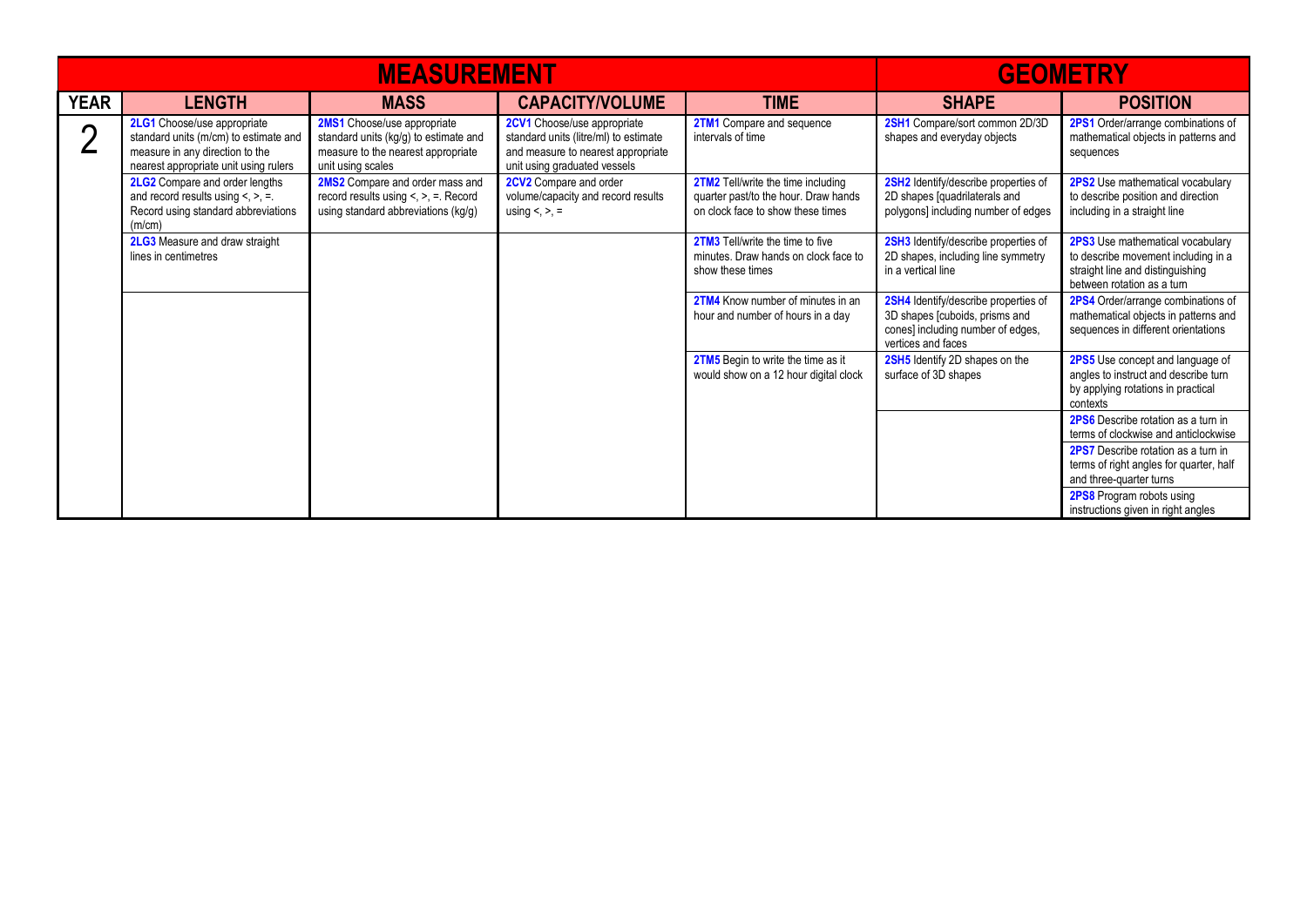| | MEASUREMENT | | | | GEOMETRY | |
|---|---|---|---|---|---|---|
| **YEAR** | **LENGTH** | **MASS** | **CAPACITY/VOLUME** | **TIME** | **SHAPE** | **POSITION** |
| 2 | **2LG1** Choose/use appropriate standard units (m/cm) to estimate and measure in any direction to the nearest appropriate unit using rulers | **2MS1** Choose/use appropriate standard units (kg/g) to estimate and measure to the nearest appropriate unit using scales | **2CV1** Choose/use appropriate standard units (litre/ml) to estimate and measure to nearest appropriate unit using graduated vessels | **2TM1** Compare and sequence intervals of time | **2SH1** Compare/sort common 2D/3D shapes and everyday objects | **2PS1** Order/arrange combinations of mathematical objects in patterns and sequences |
| | **2LG2** Compare and order lengths and record results using <, >, =. Record using standard abbreviations (m/cm) | **2MS2** Compare and order mass and record results using <, >, =. Record using standard abbreviations (kg/g) | **2CV2** Compare and order volume/capacity and record results using <, >, = | **2TM2** Tell/write the time including quarter past/to the hour. Draw hands on clock face to show these times | **2SH2** Identify/describe properties of 2D shapes [quadrilaterals and polygons] including number of edges | **2PS2** Use mathematical vocabulary to describe position and direction including in a straight line |
| | **2LG3** Measure and draw straight lines in centimetres | | | **2TM3** Tell/write the time to five minutes. Draw hands on clock face to show these times | **2SH3** Identify/describe properties of 2D shapes, including line symmetry in a vertical line | **2PS3** Use mathematical vocabulary to describe movement including in a straight line and distinguishing between rotation as a turn |
| | | | | **2TM4** Know number of minutes in an hour and number of hours in a day | **2SH4** Identify/describe properties of 3D shapes [cuboids, prisms and cones] including number of edges, vertices and faces | **2PS4** Order/arrange combinations of mathematical objects in patterns and sequences in different orientations |
| | | | | **2TM5** Begin to write the time as it would show on a 12 hour digital clock | **2SH5** Identify 2D shapes on the surface of 3D shapes | **2PS5** Use concept and language of angles to instruct and describe turn by applying rotations in practical contexts |
| | | | | | | **2PS6** Describe rotation as a turn in terms of clockwise and anticlockwise |
| | | | | | | **2PS7** Describe rotation as a turn in terms of right angles for quarter, half and three-quarter turns |
| | | | | | | **2PS8** Program robots using instructions given in right angles |